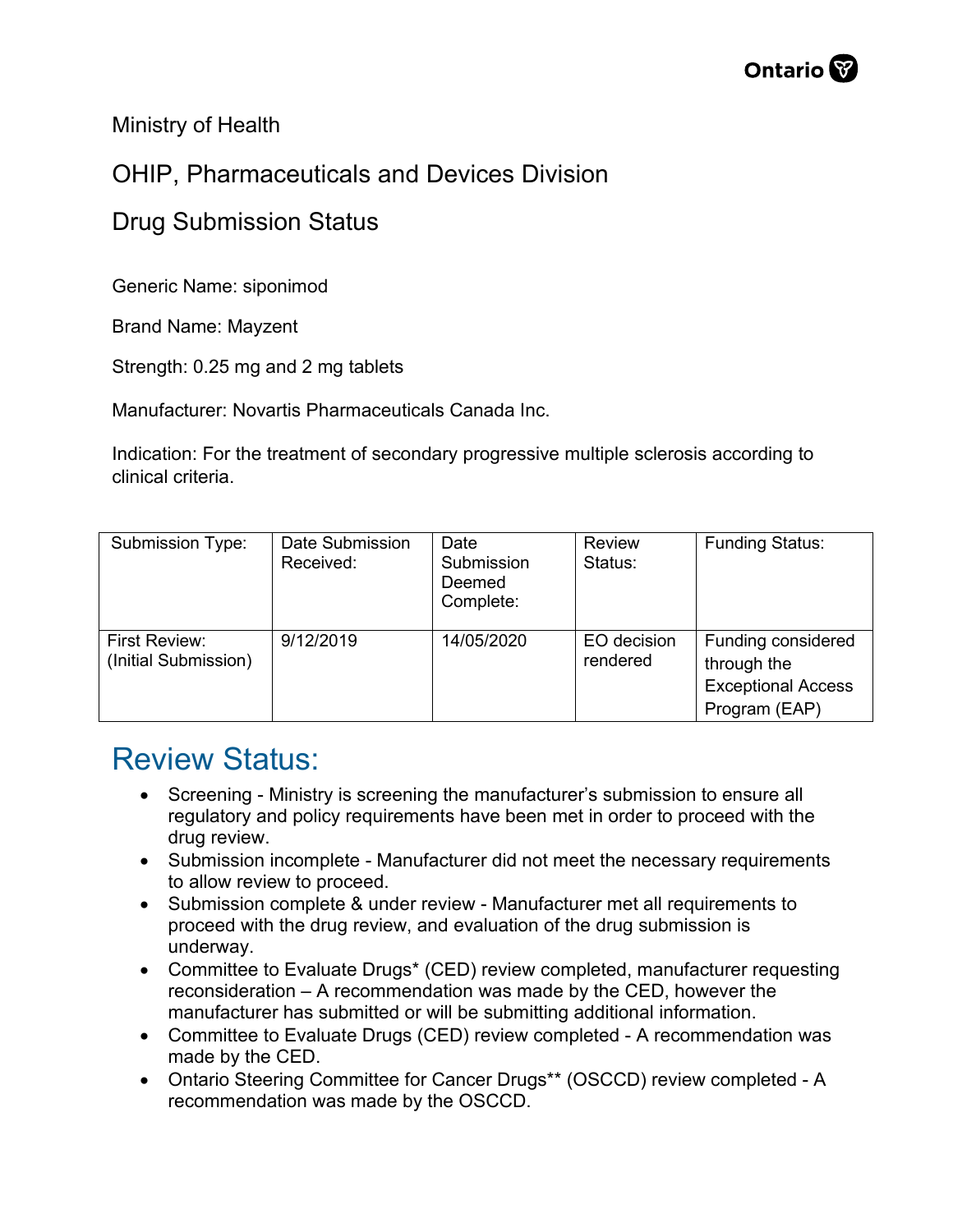Ministry of Health

OHIP, Pharmaceuticals and Devices Division

Drug Submission Status

Generic Name: siponimod

Brand Name: Mayzent

Strength: 0.25 mg and 2 mg tablets

Manufacturer: Novartis Pharmaceuticals Canada Inc.

Indication: For the treatment of secondary progressive multiple sclerosis according to clinical criteria.

| Submission Type: | Date Submission Received: | Date Submission Deemed Complete: | Review Status: | Funding Status: |
|---|---|---|---|---|
| First Review: (Initial Submission) | 9/12/2019 | 14/05/2020 | EO decision rendered | Funding considered through the Exceptional Access Program (EAP) |

# Review Status:

- Screening - Ministry is screening the manufacturer's submission to ensure all regulatory and policy requirements have been met in order to proceed with the drug review.
- Submission incomplete - Manufacturer did not meet the necessary requirements to allow review to proceed.
- Submission complete & under review - Manufacturer met all requirements to proceed with the drug review, and evaluation of the drug submission is underway.
- Committee to Evaluate Drugs* (CED) review completed, manufacturer requesting reconsideration – A recommendation was made by the CED, however the manufacturer has submitted or will be submitting additional information.
- Committee to Evaluate Drugs (CED) review completed - A recommendation was made by the CED.
- Ontario Steering Committee for Cancer Drugs** (OSCCD) review completed - A recommendation was made by the OSCCD.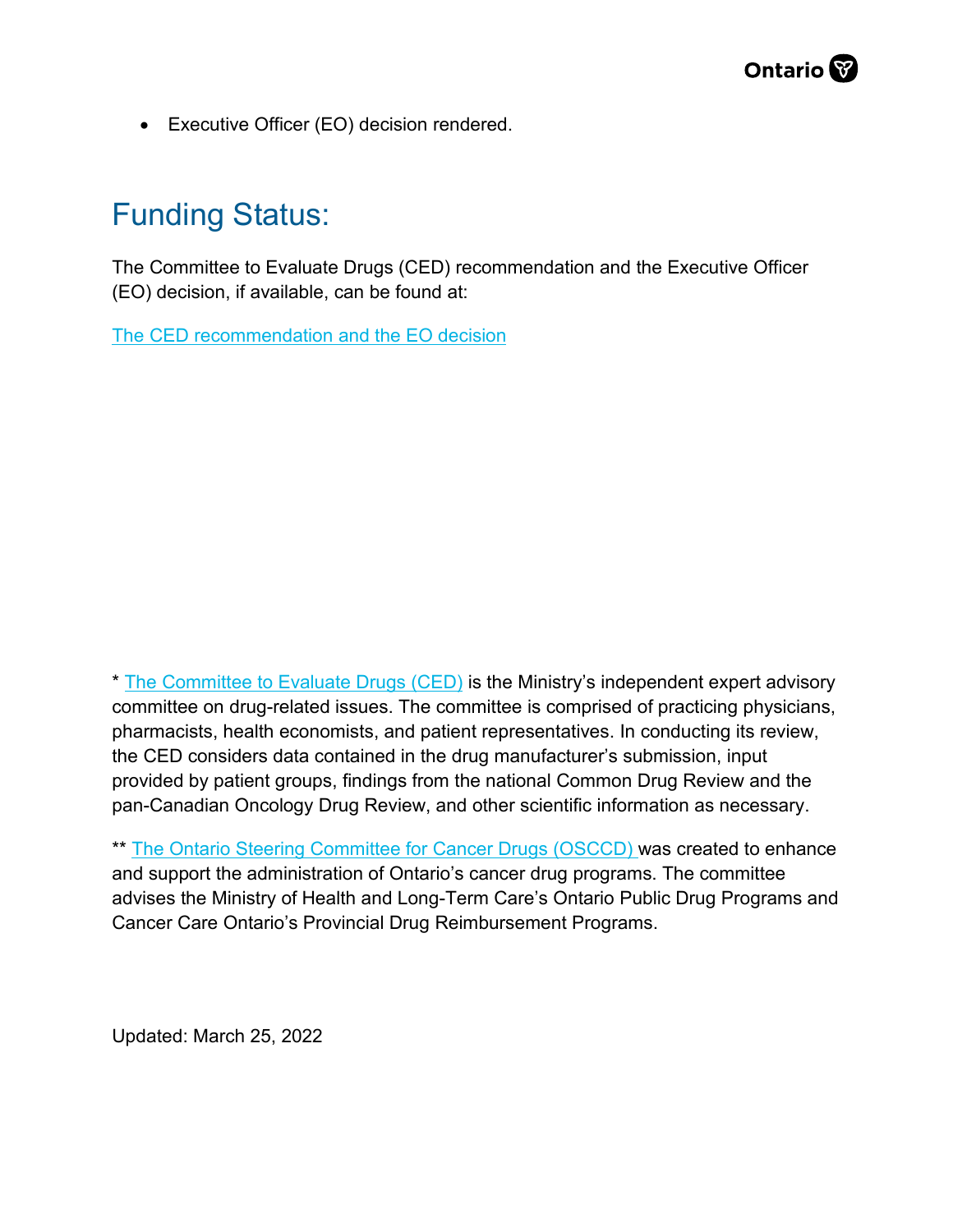- Executive Officer (EO) decision rendered.

## Funding Status:

The Committee to Evaluate Drugs (CED) recommendation and the Executive Officer (EO) decision, if available, can be found at:

The CED recommendation and the EO decision

* The Committee to Evaluate Drugs (CED) is the Ministry's independent expert advisory committee on drug-related issues. The committee is comprised of practicing physicians, pharmacists, health economists, and patient representatives. In conducting its review, the CED considers data contained in the drug manufacturer's submission, input provided by patient groups, findings from the national Common Drug Review and the pan-Canadian Oncology Drug Review, and other scientific information as necessary.

** The Ontario Steering Committee for Cancer Drugs (OSCCD) was created to enhance and support the administration of Ontario's cancer drug programs. The committee advises the Ministry of Health and Long-Term Care's Ontario Public Drug Programs and Cancer Care Ontario's Provincial Drug Reimbursement Programs.

Updated: March 25, 2022